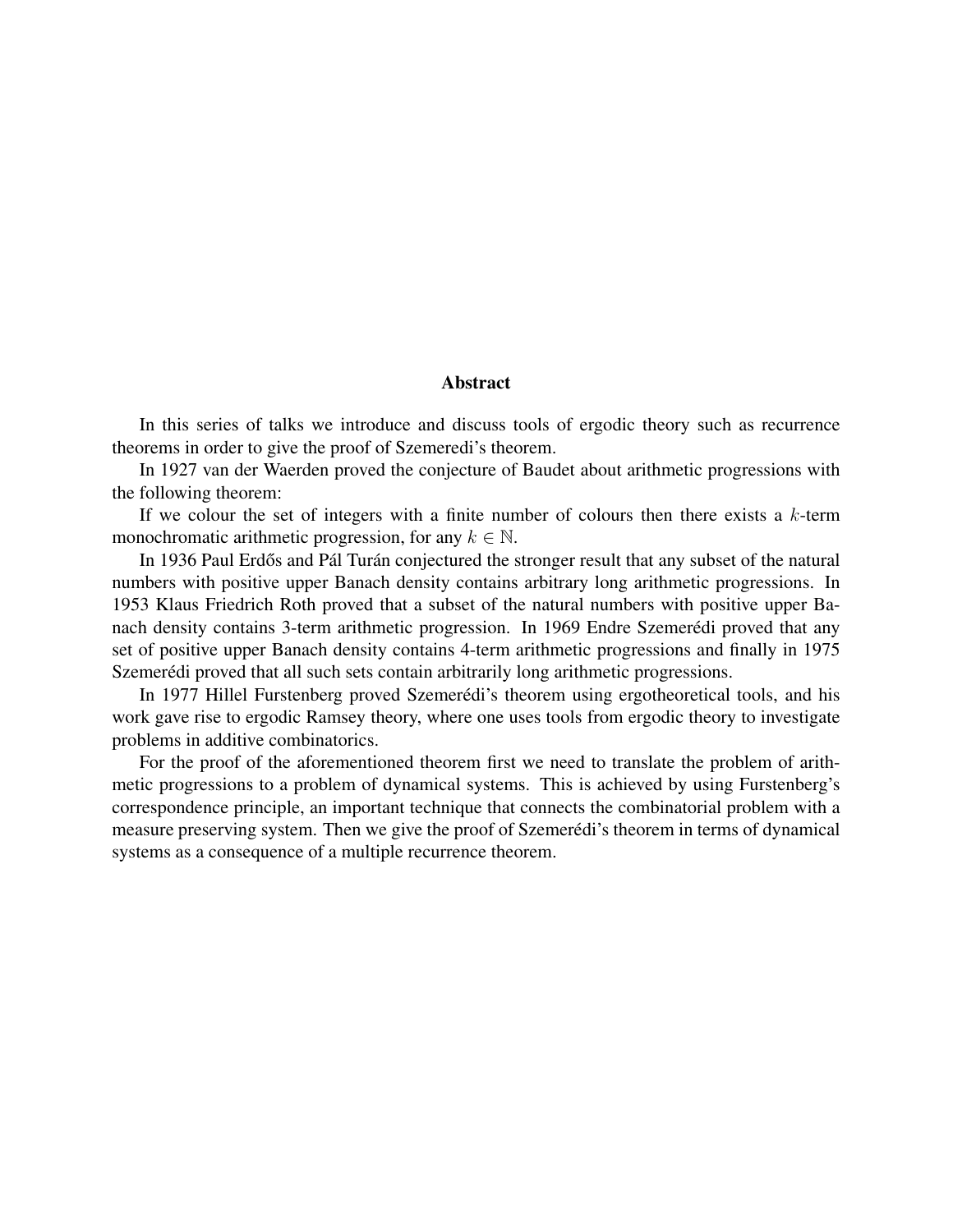## Abstract

In this series of talks we introduce and discuss tools of ergodic theory such as recurrence theorems in order to give the proof of Szemeredi's theorem.

In 1927 van der Waerden proved the conjecture of Baudet about arithmetic progressions with the following theorem:

If we colour the set of integers with a finite number of colours then there exists a $k$-term monochromatic arithmetic progression, for any $k \in \mathbb{N}$.

In 1936 Paul Erdős and Pál Turán conjectured the stronger result that any subset of the natural numbers with positive upper Banach density contains arbitrary long arithmetic progressions. In 1953 Klaus Friedrich Roth proved that a subset of the natural numbers with positive upper Banach density contains 3-term arithmetic progression. In 1969 Endre Szemerédi proved that any set of positive upper Banach density contains 4-term arithmetic progressions and finally in 1975 Szemerédi proved that all such sets contain arbitrarily long arithmetic progressions.

In 1977 Hillel Furstenberg proved Szemerédi's theorem using ergotheoretical tools, and his work gave rise to ergodic Ramsey theory, where one uses tools from ergodic theory to investigate problems in additive combinatorics.

For the proof of the aforementioned theorem first we need to translate the problem of arithmetic progressions to a problem of dynamical systems. This is achieved by using Furstenberg's correspondence principle, an important technique that connects the combinatorial problem with a measure preserving system. Then we give the proof of Szemerédi's theorem in terms of dynamical systems as a consequence of a multiple recurrence theorem.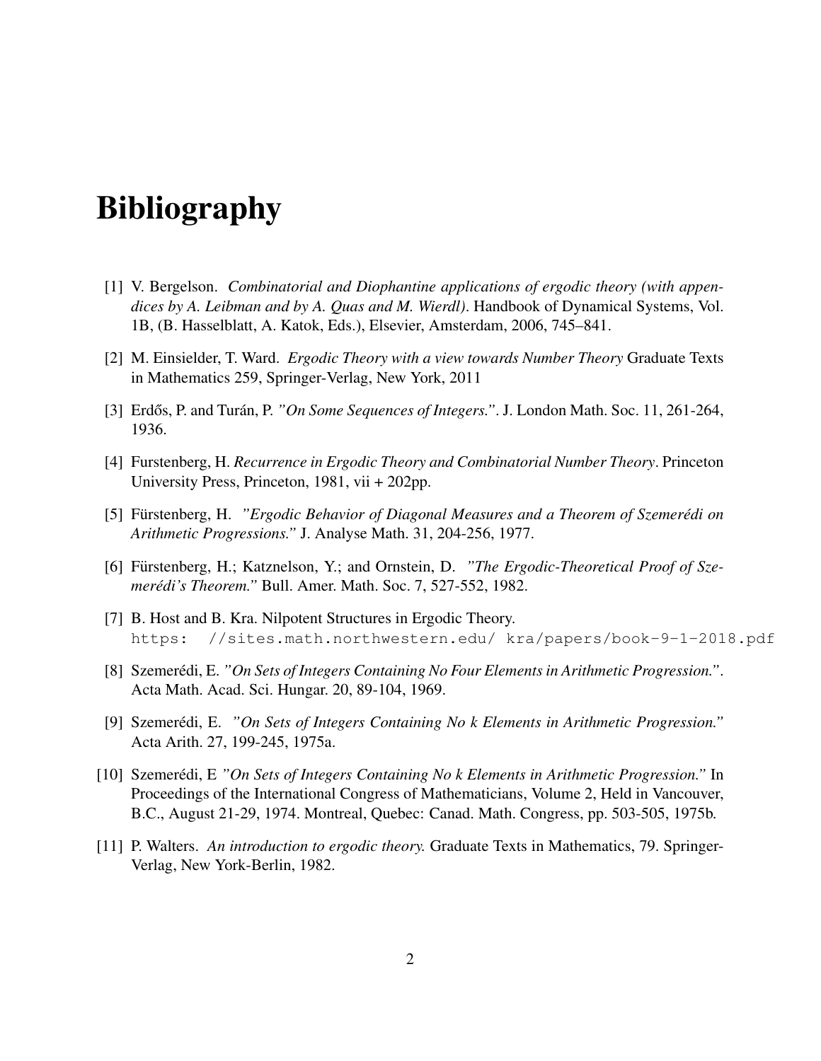# Bibliography

[1] V. Bergelson. *Combinatorial and Diophantine applications of ergodic theory (with appendices by A. Leibman and by A. Quas and M. Wierdl)*. Handbook of Dynamical Systems, Vol. 1B, (B. Hasselblatt, A. Katok, Eds.), Elsevier, Amsterdam, 2006, 745–841.

[2] M. Einsielder, T. Ward. *Ergodic Theory with a view towards Number Theory* Graduate Texts in Mathematics 259, Springer-Verlag, New York, 2011

[3] Erdős, P. and Turán, P. *"On Some Sequences of Integers."*. J. London Math. Soc. 11, 261-264, 1936.

[4] Furstenberg, H. *Recurrence in Ergodic Theory and Combinatorial Number Theory*. Princeton University Press, Princeton, 1981, vii + 202pp.

[5] Fürstenberg, H. *"Ergodic Behavior of Diagonal Measures and a Theorem of Szemerédi on Arithmetic Progressions."* J. Analyse Math. 31, 204-256, 1977.

[6] Fürstenberg, H.; Katznelson, Y.; and Ornstein, D. *"The Ergodic-Theoretical Proof of Szemerédi's Theorem."* Bull. Amer. Math. Soc. 7, 527-552, 1982.

[7] B. Host and B. Kra. Nilpotent Structures in Ergodic Theory. `https: //sites.math.northwestern.edu/ kra/papers/book-9-1-2018.pdf`

[8] Szemerédi, E. *"On Sets of Integers Containing No Four Elements in Arithmetic Progression."*. Acta Math. Acad. Sci. Hungar. 20, 89-104, 1969.

[9] Szemerédi, E. *"On Sets of Integers Containing No k Elements in Arithmetic Progression."* Acta Arith. 27, 199-245, 1975a.

[10] Szemerédi, E *"On Sets of Integers Containing No k Elements in Arithmetic Progression."* In Proceedings of the International Congress of Mathematicians, Volume 2, Held in Vancouver, B.C., August 21-29, 1974. Montreal, Quebec: Canad. Math. Congress, pp. 503-505, 1975b.

[11] P. Walters. *An introduction to ergodic theory.* Graduate Texts in Mathematics, 79. Springer-Verlag, New York-Berlin, 1982.